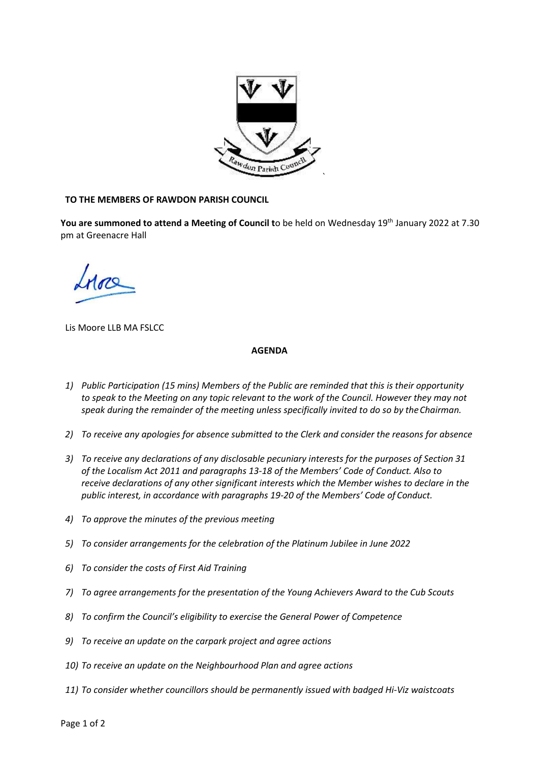**TO THE MEMBERS OF RAWDON PARISH COUNCIL**

**You are summoned to attend a Meeting of Council t**o be held on Wednesday 19th January 2022 at 7.30 pm at Greenacre Hall

Lis Moore LLB MA FSLCC

**AGENDA**

1) *Public Participation (15 mins) Members of the Public are reminded that this is their opportunity to speak to the Meeting on any topic relevant to the work of the Council. However they may not speak during the remainder of the meeting unless specifically invited to do so by the Chairman.*

2) *To receive any apologies for absence submitted to the Clerk and consider the reasons for absence*

3) *To receive any declarations of any disclosable pecuniary interests for the purposes of Section 31 of the Localism Act 2011 and paragraphs 13-18 of the Members' Code of Conduct. Also to receive declarations of any other significant interests which the Member wishes to declare in the public interest, in accordance with paragraphs 19-20 of the Members' Code of Conduct.*

4) *To approve the minutes of the previous meeting*

5) *To consider arrangements for the celebration of the Platinum Jubilee in June 2022*

6) *To consider the costs of First Aid Training*

7) *To agree arrangements for the presentation of the Young Achievers Award to the Cub Scouts*

8) *To confirm the Council's eligibility to exercise the General Power of Competence*

9) *To receive an update on the carpark project and agree actions*

10) *To receive an update on the Neighbourhood Plan and agree actions*

11) *To consider whether councillors should be permanently issued with badged Hi-Viz waistcoats*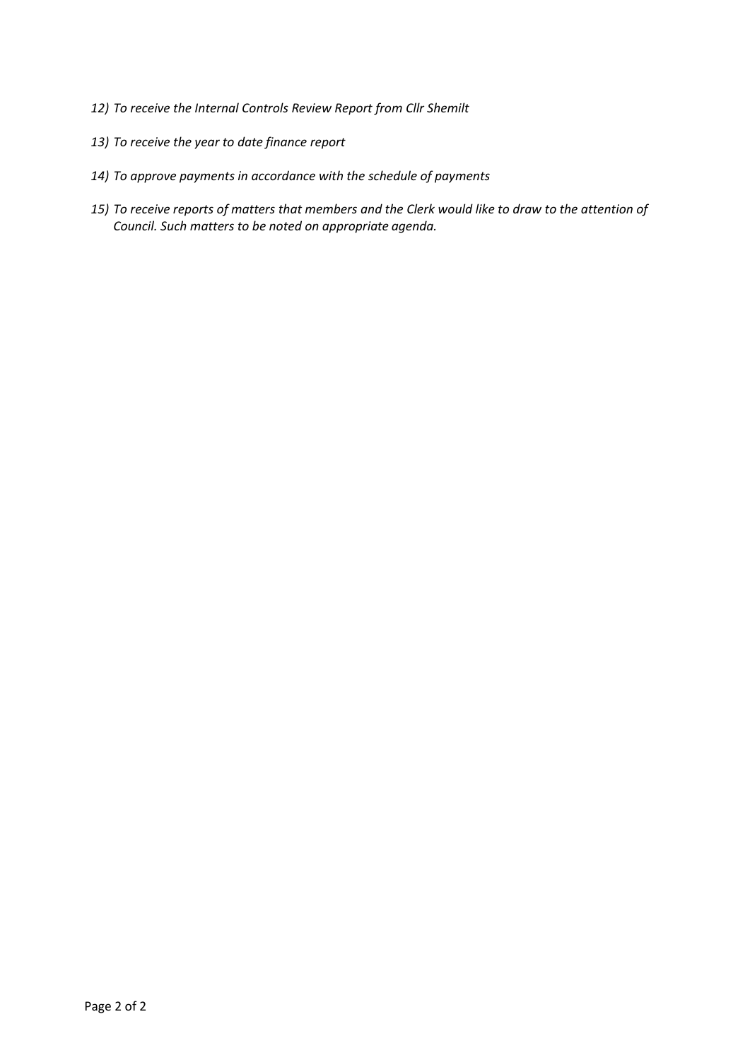12) *To receive the Internal Controls Review Report from Cllr Shemilt*

13) *To receive the year to date finance report*

14) *To approve payments in accordance with the schedule of payments*

15) *To receive reports of matters that members and the Clerk would like to draw to the attention of Council. Such matters to be noted on appropriate agenda.*